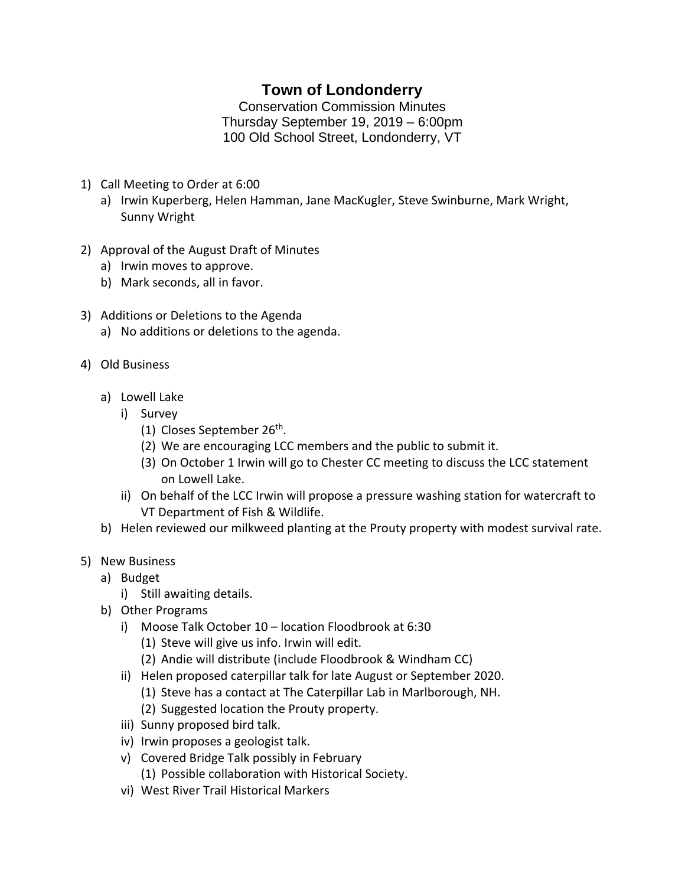# Town of Londonderry

Conservation Commission Minutes
Thursday September 19, 2019 – 6:00pm
100 Old School Street, Londonderry, VT

1) Call Meeting to Order at 6:00
   a) Irwin Kuperberg, Helen Hamman, Jane MacKugler, Steve Swinburne, Mark Wright, Sunny Wright

2) Approval of the August Draft of Minutes
   a) Irwin moves to approve.
   b) Mark seconds, all in favor.

3) Additions or Deletions to the Agenda
   a) No additions or deletions to the agenda.

4) Old Business
   a) Lowell Lake
      i) Survey
         (1) Closes September 26th.
         (2) We are encouraging LCC members and the public to submit it.
         (3) On October 1 Irwin will go to Chester CC meeting to discuss the LCC statement on Lowell Lake.
      ii) On behalf of the LCC Irwin will propose a pressure washing station for watercraft to VT Department of Fish & Wildlife.
   b) Helen reviewed our milkweed planting at the Prouty property with modest survival rate.

5) New Business
   a) Budget
      i) Still awaiting details.
   b) Other Programs
      i) Moose Talk October 10 – location Floodbrook at 6:30
         (1) Steve will give us info. Irwin will edit.
         (2) Andie will distribute (include Floodbrook & Windham CC)
      ii) Helen proposed caterpillar talk for late August or September 2020.
         (1) Steve has a contact at The Caterpillar Lab in Marlborough, NH.
         (2) Suggested location the Prouty property.
      iii) Sunny proposed bird talk.
      iv) Irwin proposes a geologist talk.
      v) Covered Bridge Talk possibly in February
         (1) Possible collaboration with Historical Society.
      vi) West River Trail Historical Markers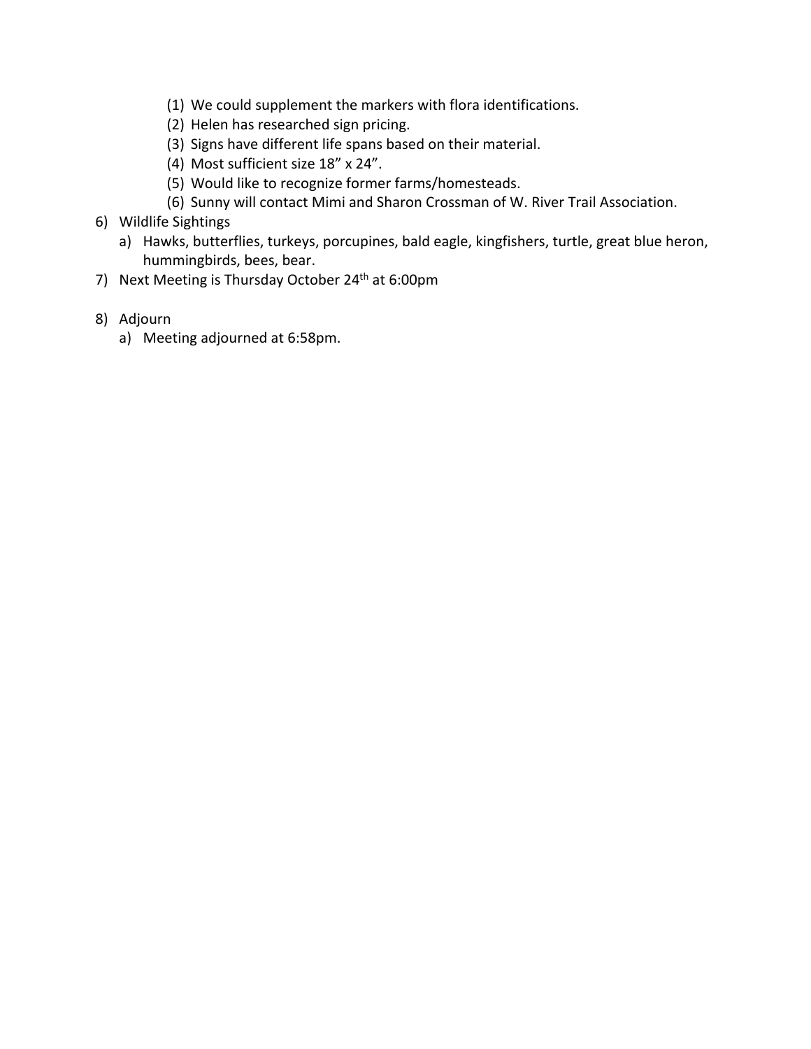(1) We could supplement the markers with flora identifications.
(2) Helen has researched sign pricing.
(3) Signs have different life spans based on their material.
(4) Most sufficient size 18" x 24".
(5) Would like to recognize former farms/homesteads.
(6) Sunny will contact Mimi and Sharon Crossman of W. River Trail Association.

6) Wildlife Sightings
   a) Hawks, butterflies, turkeys, porcupines, bald eagle, kingfishers, turtle, great blue heron, hummingbirds, bees, bear.
7) Next Meeting is Thursday October 24th at 6:00pm
8) Adjourn
   a) Meeting adjourned at 6:58pm.